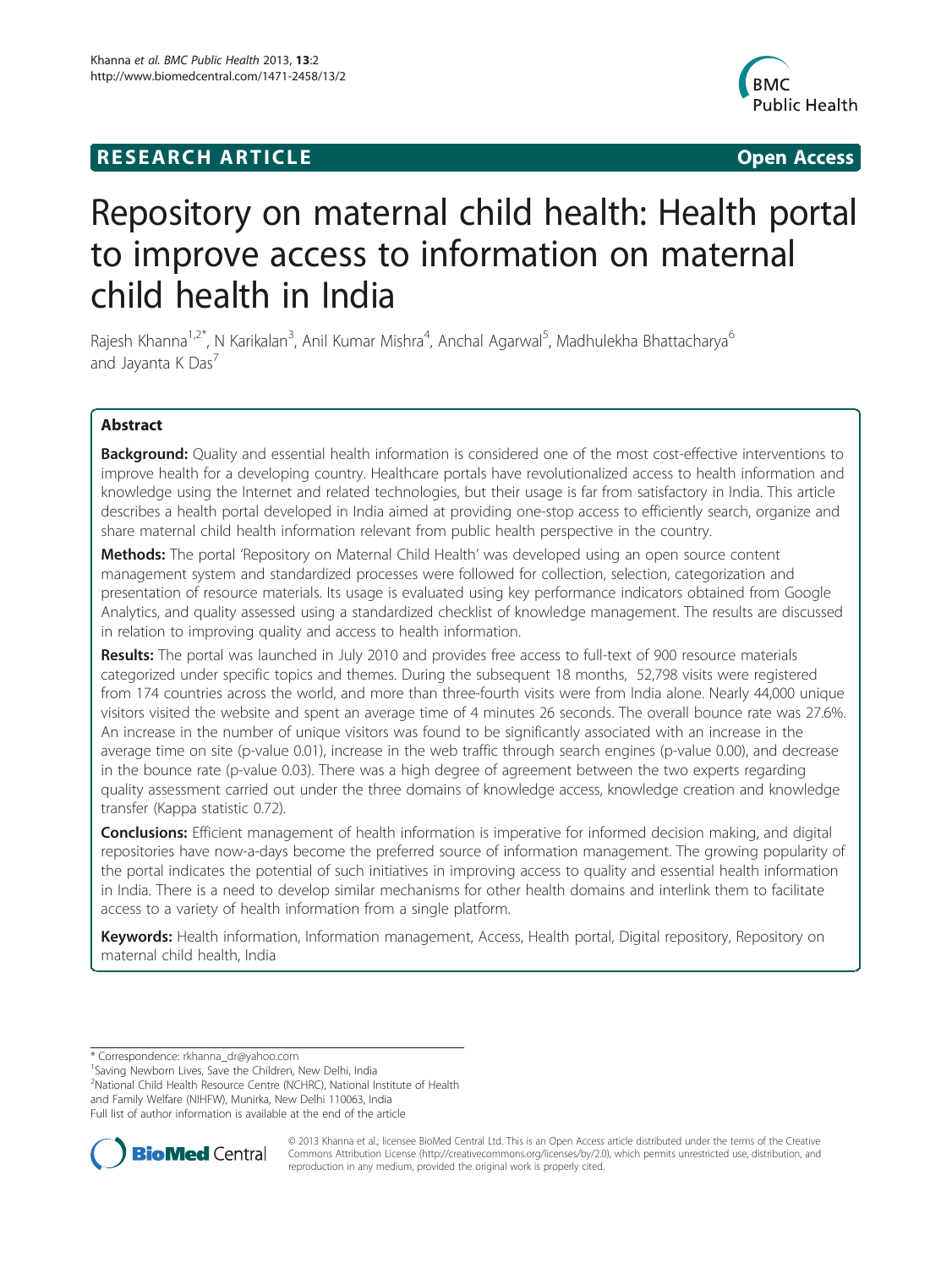RESEARCH ARTICLE Open Access

# Repository on maternal child health: Health portal to improve access to information on maternal child health in India

Rajesh Khanna[1,2*], N Karikalan[3], Anil Kumar Mishra[4], Anchal Agarwal[5], Madhulekha Bhattacharya[6] and Jayanta K Das[7]

## Abstract

**Background:** Quality and essential health information is considered one of the most cost-effective interventions to improve health for a developing country. Healthcare portals have revolutionalized access to health information and knowledge using the Internet and related technologies, but their usage is far from satisfactory in India. This article describes a health portal developed in India aimed at providing one-stop access to efficiently search, organize and share maternal child health information relevant from public health perspective in the country.

**Methods:** The portal 'Repository on Maternal Child Health' was developed using an open source content management system and standardized processes were followed for collection, selection, categorization and presentation of resource materials. Its usage is evaluated using key performance indicators obtained from Google Analytics, and quality assessed using a standardized checklist of knowledge management. The results are discussed in relation to improving quality and access to health information.

**Results:** The portal was launched in July 2010 and provides free access to full-text of 900 resource materials categorized under specific topics and themes. During the subsequent 18 months, 52,798 visits were registered from 174 countries across the world, and more than three-fourth visits were from India alone. Nearly 44,000 unique visitors visited the website and spent an average time of 4 minutes 26 seconds. The overall bounce rate was 27.6%. An increase in the number of unique visitors was found to be significantly associated with an increase in the average time on site (p-value 0.01), increase in the web traffic through search engines (p-value 0.00), and decrease in the bounce rate (p-value 0.03). There was a high degree of agreement between the two experts regarding quality assessment carried out under the three domains of knowledge access, knowledge creation and knowledge transfer (Kappa statistic 0.72).

**Conclusions:** Efficient management of health information is imperative for informed decision making, and digital repositories have now-a-days become the preferred source of information management. The growing popularity of the portal indicates the potential of such initiatives in improving access to quality and essential health information in India. There is a need to develop similar mechanisms for other health domains and interlink them to facilitate access to a variety of health information from a single platform.

**Keywords:** Health information, Information management, Access, Health portal, Digital repository, Repository on maternal child health, India

---

\* Correspondence: rkhanna_dr@yahoo.com
[1]Saving Newborn Lives, Save the Children, New Delhi, India
[2]National Child Health Resource Centre (NCHRC), National Institute of Health and Family Welfare (NIHFW), Munirka, New Delhi 110063, India
Full list of author information is available at the end of the article

© 2013 Khanna et al.; licensee BioMed Central Ltd. This is an Open Access article distributed under the terms of the Creative Commons Attribution License (http://creativecommons.org/licenses/by/2.0), which permits unrestricted use, distribution, and reproduction in any medium, provided the original work is properly cited.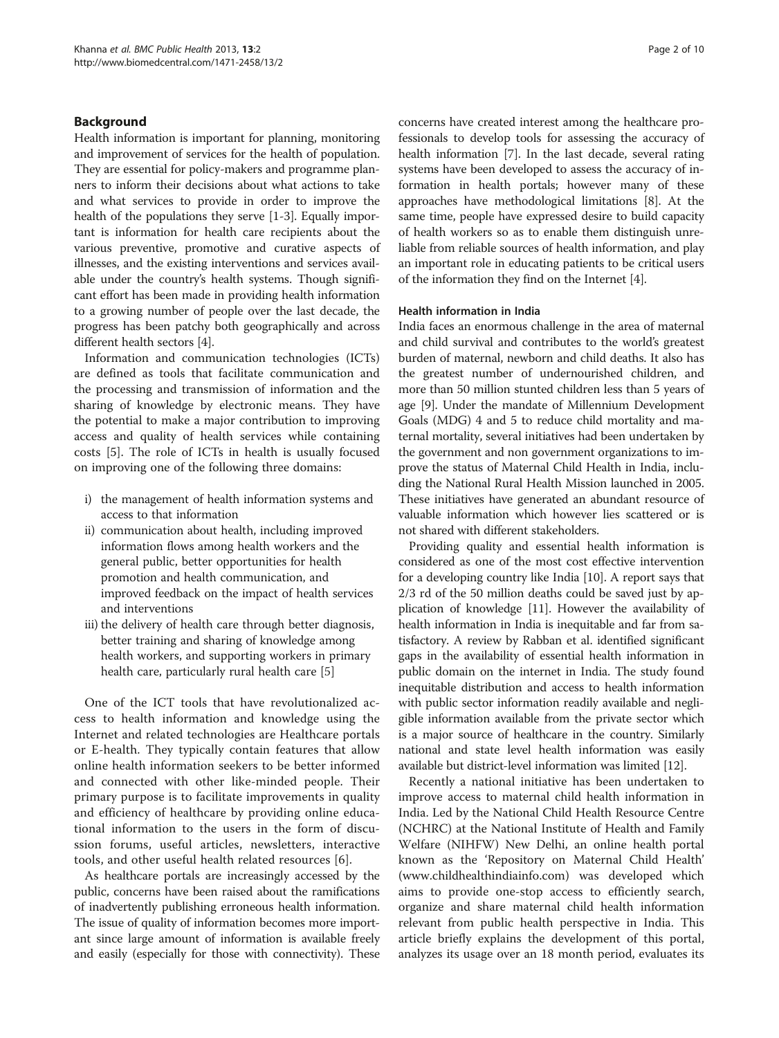## Background

Health information is important for planning, monitoring and improvement of services for the health of population. They are essential for policy-makers and programme planners to inform their decisions about what actions to take and what services to provide in order to improve the health of the populations they serve [1-3]. Equally important is information for health care recipients about the various preventive, promotive and curative aspects of illnesses, and the existing interventions and services available under the country's health systems. Though significant effort has been made in providing health information to a growing number of people over the last decade, the progress has been patchy both geographically and across different health sectors [4].

Information and communication technologies (ICTs) are defined as tools that facilitate communication and the processing and transmission of information and the sharing of knowledge by electronic means. They have the potential to make a major contribution to improving access and quality of health services while containing costs [5]. The role of ICTs in health is usually focused on improving one of the following three domains:

i) the management of health information systems and access to that information
ii) communication about health, including improved information flows among health workers and the general public, better opportunities for health promotion and health communication, and improved feedback on the impact of health services and interventions
iii) the delivery of health care through better diagnosis, better training and sharing of knowledge among health workers, and supporting workers in primary health care, particularly rural health care [5]

One of the ICT tools that have revolutionalized access to health information and knowledge using the Internet and related technologies are Healthcare portals or E-health. They typically contain features that allow online health information seekers to be better informed and connected with other like-minded people. Their primary purpose is to facilitate improvements in quality and efficiency of healthcare by providing online educational information to the users in the form of discussion forums, useful articles, newsletters, interactive tools, and other useful health related resources [6].

As healthcare portals are increasingly accessed by the public, concerns have been raised about the ramifications of inadvertently publishing erroneous health information. The issue of quality of information becomes more important since large amount of information is available freely and easily (especially for those with connectivity). These concerns have created interest among the healthcare professionals to develop tools for assessing the accuracy of health information [7]. In the last decade, several rating systems have been developed to assess the accuracy of information in health portals; however many of these approaches have methodological limitations [8]. At the same time, people have expressed desire to build capacity of health workers so as to enable them distinguish unreliable from reliable sources of health information, and play an important role in educating patients to be critical users of the information they find on the Internet [4].

### Health information in India

India faces an enormous challenge in the area of maternal and child survival and contributes to the world's greatest burden of maternal, newborn and child deaths. It also has the greatest number of undernourished children, and more than 50 million stunted children less than 5 years of age [9]. Under the mandate of Millennium Development Goals (MDG) 4 and 5 to reduce child mortality and maternal mortality, several initiatives had been undertaken by the government and non government organizations to improve the status of Maternal Child Health in India, including the National Rural Health Mission launched in 2005. These initiatives have generated an abundant resource of valuable information which however lies scattered or is not shared with different stakeholders.

Providing quality and essential health information is considered as one of the most cost effective intervention for a developing country like India [10]. A report says that 2/3 rd of the 50 million deaths could be saved just by application of knowledge [11]. However the availability of health information in India is inequitable and far from satisfactory. A review by Rabban et al. identified significant gaps in the availability of essential health information in public domain on the internet in India. The study found inequitable distribution and access to health information with public sector information readily available and negligible information available from the private sector which is a major source of healthcare in the country. Similarly national and state level health information was easily available but district-level information was limited [12].

Recently a national initiative has been undertaken to improve access to maternal child health information in India. Led by the National Child Health Resource Centre (NCHRC) at the National Institute of Health and Family Welfare (NIHFW) New Delhi, an online health portal known as the 'Repository on Maternal Child Health' (www.childhealthindiainfo.com) was developed which aims to provide one-stop access to efficiently search, organize and share maternal child health information relevant from public health perspective in India. This article briefly explains the development of this portal, analyzes its usage over an 18 month period, evaluates its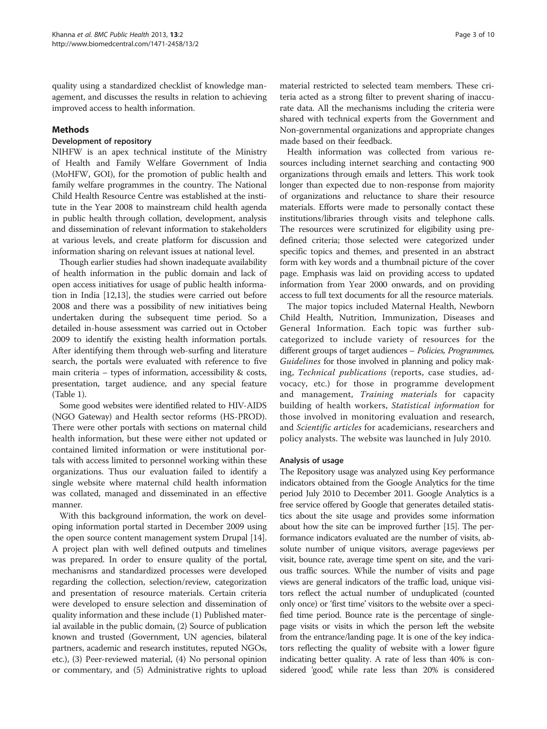quality using a standardized checklist of knowledge management, and discusses the results in relation to achieving improved access to health information.

## Methods

### Development of repository

NIHFW is an apex technical institute of the Ministry of Health and Family Welfare Government of India (MoHFW, GOI), for the promotion of public health and family welfare programmes in the country. The National Child Health Resource Centre was established at the institute in the Year 2008 to mainstream child health agenda in public health through collation, development, analysis and dissemination of relevant information to stakeholders at various levels, and create platform for discussion and information sharing on relevant issues at national level.

Though earlier studies had shown inadequate availability of health information in the public domain and lack of open access initiatives for usage of public health information in India [12,13], the studies were carried out before 2008 and there was a possibility of new initiatives being undertaken during the subsequent time period. So a detailed in-house assessment was carried out in October 2009 to identify the existing health information portals. After identifying them through web-surfing and literature search, the portals were evaluated with reference to five main criteria – types of information, accessibility & costs, presentation, target audience, and any special feature (Table 1).

Some good websites were identified related to HIV-AIDS (NGO Gateway) and Health sector reforms (HS-PROD). There were other portals with sections on maternal child health information, but these were either not updated or contained limited information or were institutional portals with access limited to personnel working within these organizations. Thus our evaluation failed to identify a single website where maternal child health information was collated, managed and disseminated in an effective manner.

With this background information, the work on developing information portal started in December 2009 using the open source content management system Drupal [14]. A project plan with well defined outputs and timelines was prepared. In order to ensure quality of the portal, mechanisms and standardized processes were developed regarding the collection, selection/review, categorization and presentation of resource materials. Certain criteria were developed to ensure selection and dissemination of quality information and these include (1) Published material available in the public domain, (2) Source of publication known and trusted (Government, UN agencies, bilateral partners, academic and research institutes, reputed NGOs, etc.), (3) Peer-reviewed material, (4) No personal opinion or commentary, and (5) Administrative rights to upload material restricted to selected team members. These criteria acted as a strong filter to prevent sharing of inaccurate data. All the mechanisms including the criteria were shared with technical experts from the Government and Non-governmental organizations and appropriate changes made based on their feedback.

Health information was collected from various resources including internet searching and contacting 900 organizations through emails and letters. This work took longer than expected due to non-response from majority of organizations and reluctance to share their resource materials. Efforts were made to personally contact these institutions/libraries through visits and telephone calls. The resources were scrutinized for eligibility using predefined criteria; those selected were categorized under specific topics and themes, and presented in an abstract form with key words and a thumbnail picture of the cover page. Emphasis was laid on providing access to updated information from Year 2000 onwards, and on providing access to full text documents for all the resource materials.

The major topics included Maternal Health, Newborn Child Health, Nutrition, Immunization, Diseases and General Information. Each topic was further subcategorized to include variety of resources for the different groups of target audiences – *Policies, Programmes, Guidelines* for those involved in planning and policy making, *Technical publications* (reports, case studies, advocacy, etc.) for those in programme development and management, *Training materials* for capacity building of health workers, *Statistical information* for those involved in monitoring evaluation and research, and *Scientific articles* for academicians, researchers and policy analysts. The website was launched in July 2010.

### Analysis of usage

The Repository usage was analyzed using Key performance indicators obtained from the Google Analytics for the time period July 2010 to December 2011. Google Analytics is a free service offered by Google that generates detailed statistics about the site usage and provides some information about how the site can be improved further [15]. The performance indicators evaluated are the number of visits, absolute number of unique visitors, average pageviews per visit, bounce rate, average time spent on site, and the various traffic sources. While the number of visits and page views are general indicators of the traffic load, unique visitors reflect the actual number of unduplicated (counted only once) or 'first time' visitors to the website over a specified time period. Bounce rate is the percentage of single-page visits or visits in which the person left the website from the entrance/landing page. It is one of the key indicators reflecting the quality of website with a lower figure indicating better quality. A rate of less than 40% is considered 'good', while rate less than 20% is considered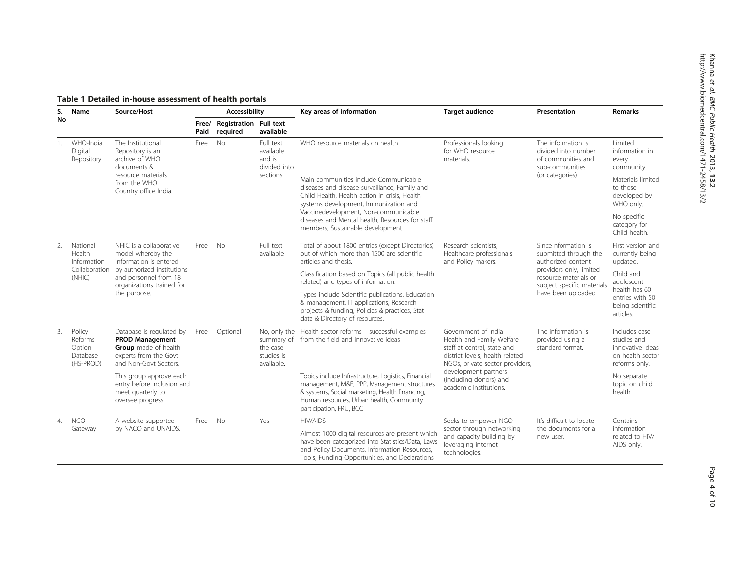**Table 1 Detailed in-house assessment of health portals**

| S. No | Name | Source/Host | Accessibility | | | Key areas of information | Target audience | Presentation | Remarks |
|---|---|---|---|---|---|---|---|---|---|
| | | | Free/ Paid | Registration required | Full text available | | | | |
| 1. | WHO-India Digital Repository | The Institutional Repository is an archive of WHO documents & resource materials from the WHO Country office India. | Free | No | Full text available and is divided into sections. | WHO resource materials on health<br><br>Main communities include Communicable diseases and disease surveillance, Family and Child Health, Health action in crisis, Health systems development, Immunization and Vaccinedevelopment, Non-communicable diseases and Mental health, Resources for staff members, Sustainable development | Professionals looking for WHO resource materials. | The information is divided into number of communities and sub-communities (or categories) | Limited information in every community.<br><br>Materials limited to those developed by WHO only.<br><br>No specific category for Child health. |
| 2. | National Health Information Collaboration (NHIC) | NHIC is a collaborative model whereby the information is entered by authorized institutions and personnel from 18 organizations trained for the purpose. | Free | No | Full text available | Total of about 1800 entries (except Directories) out of which more than 1500 are scientific articles and thesis.<br><br>Classification based on Topics (all public health related) and types of information.<br><br>Types include Scientific publications, Education & management, IT applications, Research projects & funding, Policies & practices, Stat data & Directory of resources. | Research scientists, Healthcare professionals and Policy makers. | Since nformation is submitted through the authorized content providers only, limited resource materials or subject specific materials have been uploaded | First version and currently being updated.<br><br>Child and adolescent health has 60 entries with 50 being scientific articles. |
| 3. | Policy Reforms Option Database (HS-PROD) | Database is regulated by **PROD Management Group** made of health experts from the Govt and Non-Govt Sectors.<br><br>This group approve each entry before inclusion and meet quarterly to oversee progress. | Free | Optional | No, only the summary of the case studies is available. | Health sector reforms – successful examples from the field and innovative ideas<br><br>Topics include Infrastructure, Logistics, Financial management, M&E, PPP, Management structures & systems, Social marketing, Health financing, Human resources, Urban health, Community participation, FRU, BCC | Government of India Health and Family Welfare staff at central, state and district levels, health related NGOs, private sector providers, development partners (including donors) and academic institutions. | The information is provided using a standard format. | Includes case studies and innovative ideas on health sector reforms only.<br><br>No separate topic on child health |
| 4. | NGO Gateway | A website supported by NACO and UNAIDS. | Free | No | Yes | HIV/AIDS<br><br>Almost 1000 digital resources are present which have been categorized into Statistics/Data, Laws and Policy Documents, Information Resources, Tools, Funding Opportunities, and Declarations | Seeks to empower NGO sector through networking and capacity building by leveraging internet technologies. | It's difficult to locate the documents for a new user. | Contains information related to HIV/ AIDS only. |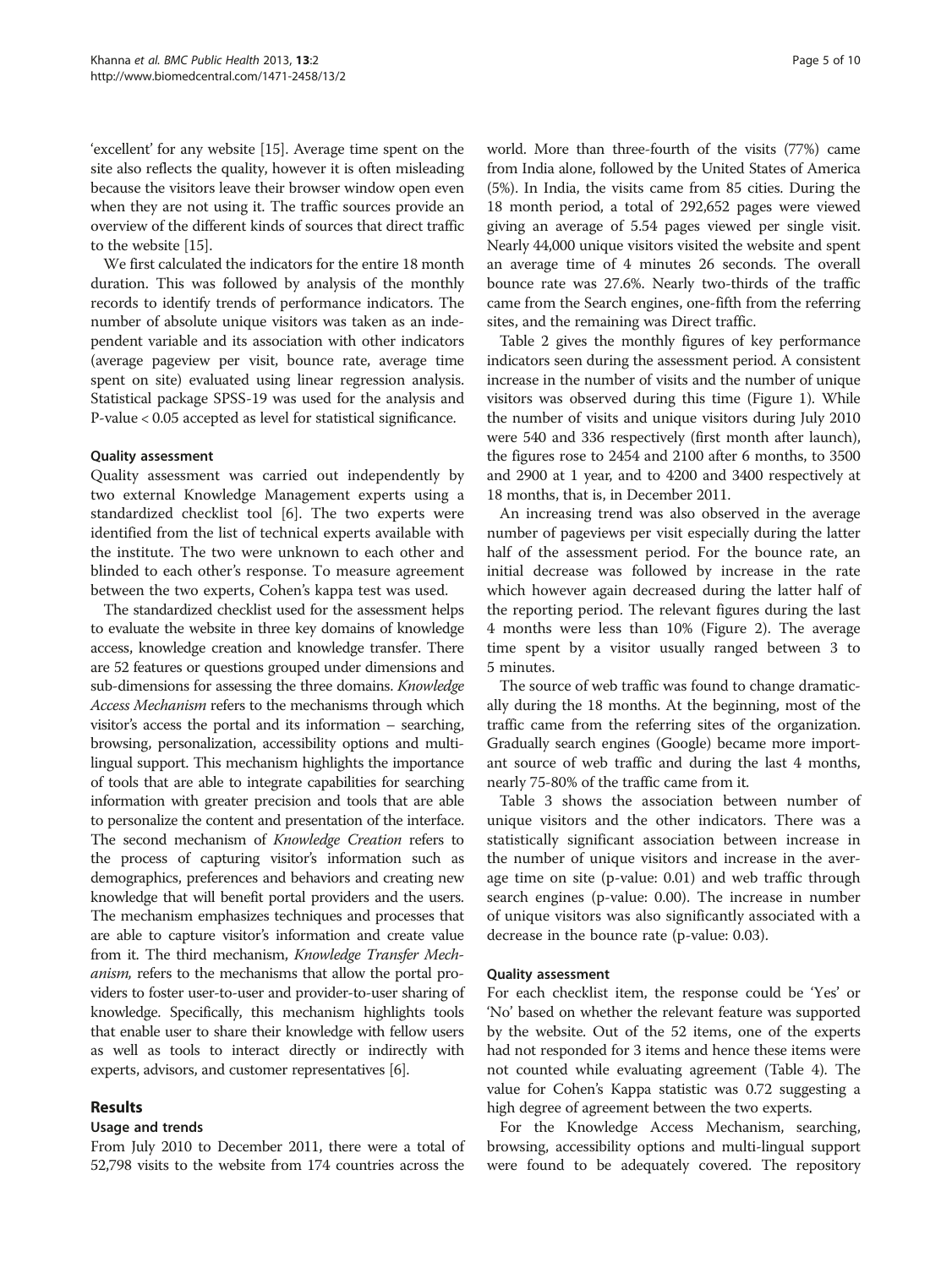'excellent' for any website [15]. Average time spent on the site also reflects the quality, however it is often misleading because the visitors leave their browser window open even when they are not using it. The traffic sources provide an overview of the different kinds of sources that direct traffic to the website [15].

We first calculated the indicators for the entire 18 month duration. This was followed by analysis of the monthly records to identify trends of performance indicators. The number of absolute unique visitors was taken as an independent variable and its association with other indicators (average pageview per visit, bounce rate, average time spent on site) evaluated using linear regression analysis. Statistical package SPSS-19 was used for the analysis and P-value < 0.05 accepted as level for statistical significance.

### Quality assessment

Quality assessment was carried out independently by two external Knowledge Management experts using a standardized checklist tool [6]. The two experts were identified from the list of technical experts available with the institute. The two were unknown to each other and blinded to each other's response. To measure agreement between the two experts, Cohen's kappa test was used.

The standardized checklist used for the assessment helps to evaluate the website in three key domains of knowledge access, knowledge creation and knowledge transfer. There are 52 features or questions grouped under dimensions and sub-dimensions for assessing the three domains. *Knowledge Access Mechanism* refers to the mechanisms through which visitor's access the portal and its information – searching, browsing, personalization, accessibility options and multilingual support. This mechanism highlights the importance of tools that are able to integrate capabilities for searching information with greater precision and tools that are able to personalize the content and presentation of the interface. The second mechanism of *Knowledge Creation* refers to the process of capturing visitor's information such as demographics, preferences and behaviors and creating new knowledge that will benefit portal providers and the users. The mechanism emphasizes techniques and processes that are able to capture visitor's information and create value from it. The third mechanism, *Knowledge Transfer Mechanism,* refers to the mechanisms that allow the portal providers to foster user-to-user and provider-to-user sharing of knowledge. Specifically, this mechanism highlights tools that enable user to share their knowledge with fellow users as well as tools to interact directly or indirectly with experts, advisors, and customer representatives [6].

## Results

### Usage and trends

From July 2010 to December 2011, there were a total of 52,798 visits to the website from 174 countries across the world. More than three-fourth of the visits (77%) came from India alone, followed by the United States of America (5%). In India, the visits came from 85 cities. During the 18 month period, a total of 292,652 pages were viewed giving an average of 5.54 pages viewed per single visit. Nearly 44,000 unique visitors visited the website and spent an average time of 4 minutes 26 seconds. The overall bounce rate was 27.6%. Nearly two-thirds of the traffic came from the Search engines, one-fifth from the referring sites, and the remaining was Direct traffic.

Table 2 gives the monthly figures of key performance indicators seen during the assessment period. A consistent increase in the number of visits and the number of unique visitors was observed during this time (Figure 1). While the number of visits and unique visitors during July 2010 were 540 and 336 respectively (first month after launch), the figures rose to 2454 and 2100 after 6 months, to 3500 and 2900 at 1 year, and to 4200 and 3400 respectively at 18 months, that is, in December 2011.

An increasing trend was also observed in the average number of pageviews per visit especially during the latter half of the assessment period. For the bounce rate, an initial decrease was followed by increase in the rate which however again decreased during the latter half of the reporting period. The relevant figures during the last 4 months were less than 10% (Figure 2). The average time spent by a visitor usually ranged between 3 to 5 minutes.

The source of web traffic was found to change dramatically during the 18 months. At the beginning, most of the traffic came from the referring sites of the organization. Gradually search engines (Google) became more important source of web traffic and during the last 4 months, nearly 75-80% of the traffic came from it.

Table 3 shows the association between number of unique visitors and the other indicators. There was a statistically significant association between increase in the number of unique visitors and increase in the average time on site (p-value: 0.01) and web traffic through search engines (p-value: 0.00). The increase in number of unique visitors was also significantly associated with a decrease in the bounce rate (p-value: 0.03).

### Quality assessment

For each checklist item, the response could be 'Yes' or 'No' based on whether the relevant feature was supported by the website. Out of the 52 items, one of the experts had not responded for 3 items and hence these items were not counted while evaluating agreement (Table 4). The value for Cohen's Kappa statistic was 0.72 suggesting a high degree of agreement between the two experts.

For the Knowledge Access Mechanism, searching, browsing, accessibility options and multi-lingual support were found to be adequately covered. The repository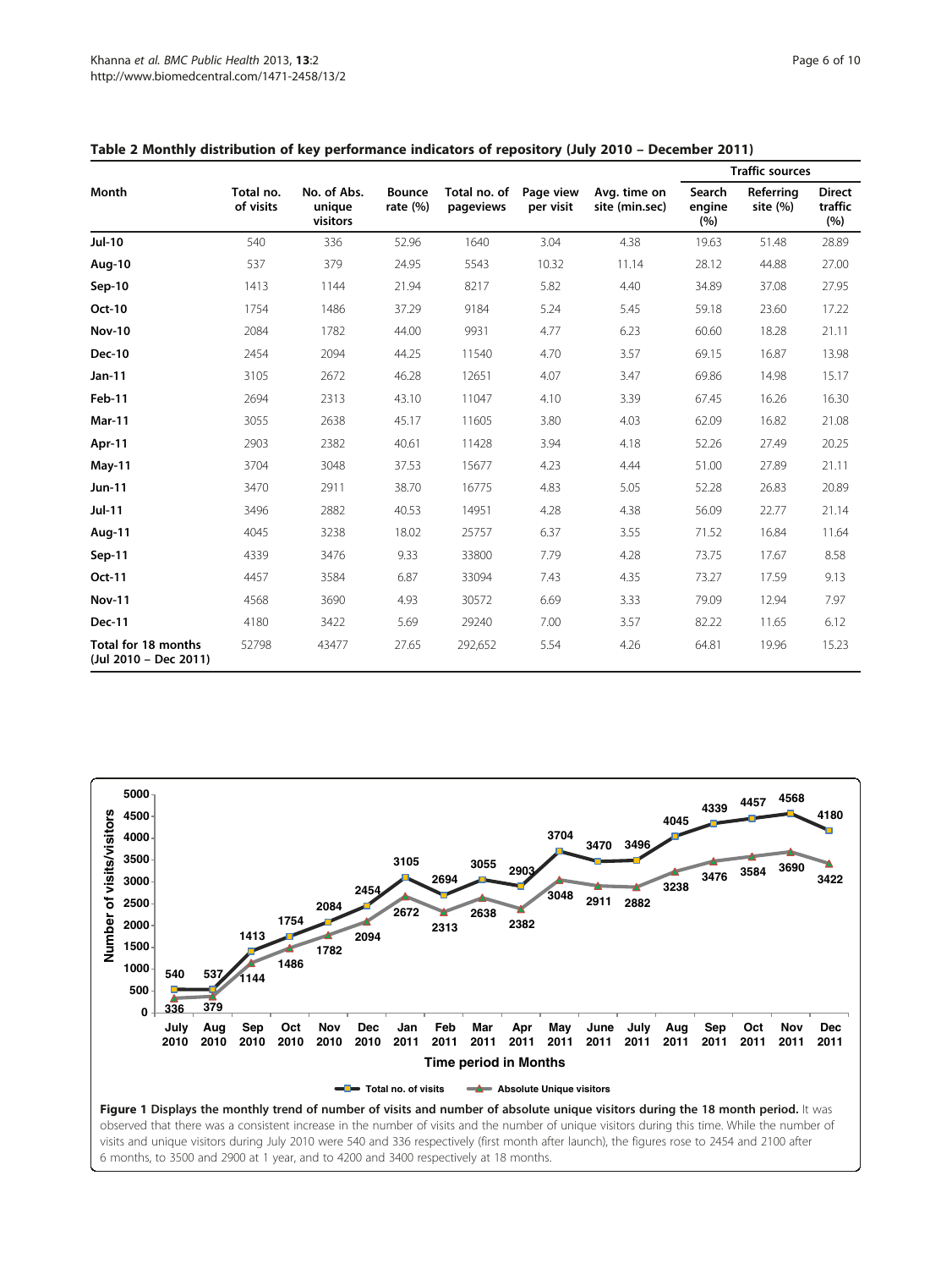**Table 2 Monthly distribution of key performance indicators of repository (July 2010 – December 2011)**

| Month | Total no. of visits | No. of Abs. unique visitors | Bounce rate (%) | Total no. of pageviews | Page view per visit | Avg. time on site (min.sec) | Traffic sources | | |
|---|---|---|---|---|---|---|---|---|---|
| | | | | | | | Search engine (%) | Referring site (%) | Direct traffic (%) |
| **Jul-10** | 540 | 336 | 52.96 | 1640 | 3.04 | 4.38 | 19.63 | 51.48 | 28.89 |
| **Aug-10** | 537 | 379 | 24.95 | 5543 | 10.32 | 11.14 | 28.12 | 44.88 | 27.00 |
| **Sep-10** | 1413 | 1144 | 21.94 | 8217 | 5.82 | 4.40 | 34.89 | 37.08 | 27.95 |
| **Oct-10** | 1754 | 1486 | 37.29 | 9184 | 5.24 | 5.45 | 59.18 | 23.60 | 17.22 |
| **Nov-10** | 2084 | 1782 | 44.00 | 9931 | 4.77 | 6.23 | 60.60 | 18.28 | 21.11 |
| **Dec-10** | 2454 | 2094 | 44.25 | 11540 | 4.70 | 3.57 | 69.15 | 16.87 | 13.98 |
| **Jan-11** | 3105 | 2672 | 46.28 | 12651 | 4.07 | 3.47 | 69.86 | 14.98 | 15.17 |
| **Feb-11** | 2694 | 2313 | 43.10 | 11047 | 4.10 | 3.39 | 67.45 | 16.26 | 16.30 |
| **Mar-11** | 3055 | 2638 | 45.17 | 11605 | 3.80 | 4.03 | 62.09 | 16.82 | 21.08 |
| **Apr-11** | 2903 | 2382 | 40.61 | 11428 | 3.94 | 4.18 | 52.26 | 27.49 | 20.25 |
| **May-11** | 3704 | 3048 | 37.53 | 15677 | 4.23 | 4.44 | 51.00 | 27.89 | 21.11 |
| **Jun-11** | 3470 | 2911 | 38.70 | 16775 | 4.83 | 5.05 | 52.28 | 26.83 | 20.89 |
| **Jul-11** | 3496 | 2882 | 40.53 | 14951 | 4.28 | 4.38 | 56.09 | 22.77 | 21.14 |
| **Aug-11** | 4045 | 3238 | 18.02 | 25757 | 6.37 | 3.55 | 71.52 | 16.84 | 11.64 |
| **Sep-11** | 4339 | 3476 | 9.33 | 33800 | 7.79 | 4.28 | 73.75 | 17.67 | 8.58 |
| **Oct-11** | 4457 | 3584 | 6.87 | 33094 | 7.43 | 4.35 | 73.27 | 17.59 | 9.13 |
| **Nov-11** | 4568 | 3690 | 4.93 | 30572 | 6.69 | 3.33 | 79.09 | 12.94 | 7.97 |
| **Dec-11** | 4180 | 3422 | 5.69 | 29240 | 7.00 | 3.57 | 82.22 | 11.65 | 6.12 |
| **Total for 18 months (Jul 2010 – Dec 2011)** | 52798 | 43477 | 27.65 | 292,652 | 5.54 | 4.26 | 64.81 | 19.96 | 15.23 |

**Figure 1 Displays the monthly trend of number of visits and number of absolute unique visitors during the 18 month period.** It was observed that there was a consistent increase in the number of visits and the number of unique visitors during this time. While the number of visits and unique visitors during July 2010 were 540 and 336 respectively (first month after launch), the figures rose to 2454 and 2100 after 6 months, to 3500 and 2900 at 1 year, and to 4200 and 3400 respectively at 18 months.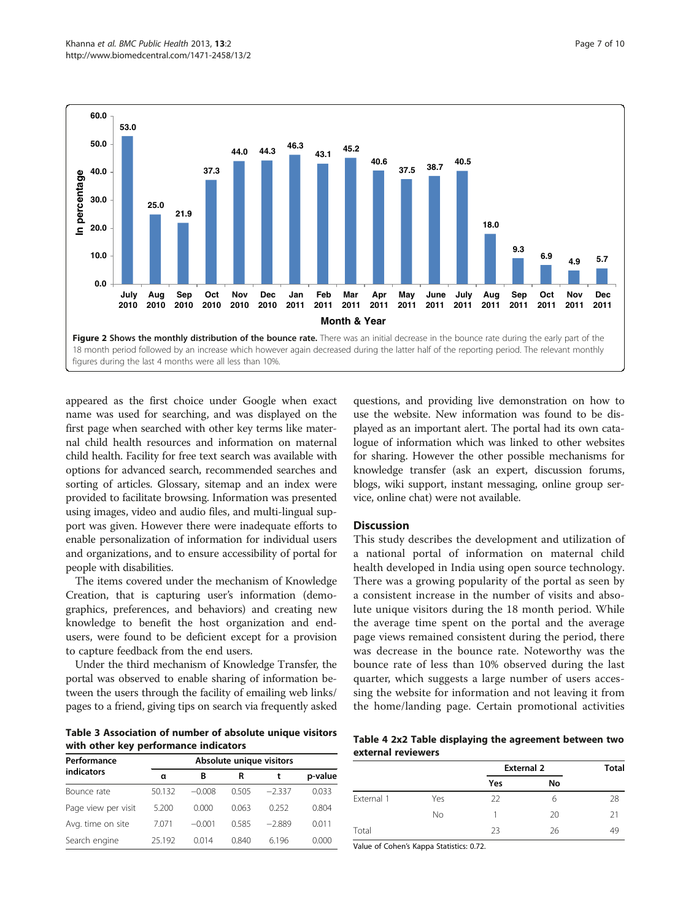Figure 2 **Shows the monthly distribution of the bounce rate.** There was an initial decrease in the bounce rate during the early part of the 18 month period followed by an increase which however again decreased during the latter half of the reporting period. The relevant monthly figures during the last 4 months were all less than 10%.

appeared as the first choice under Google when exact name was used for searching, and was displayed on the first page when searched with other key terms like maternal child health resources and information on maternal child health. Facility for free text search was available with options for advanced search, recommended searches and sorting of articles. Glossary, sitemap and an index were provided to facilitate browsing. Information was presented using images, video and audio files, and multi-lingual support was given. However there were inadequate efforts to enable personalization of information for individual users and organizations, and to ensure accessibility of portal for people with disabilities.

The items covered under the mechanism of Knowledge Creation, that is capturing user's information (demographics, preferences, and behaviors) and creating new knowledge to benefit the host organization and end-users, were found to be deficient except for a provision to capture feedback from the end users.

Under the third mechanism of Knowledge Transfer, the portal was observed to enable sharing of information between the users through the facility of emailing web links/ pages to a friend, giving tips on search via frequently asked questions, and providing live demonstration on how to use the website. New information was found to be displayed as an important alert. The portal had its own catalogue of information which was linked to other websites for sharing. However the other possible mechanisms for knowledge transfer (ask an expert, discussion forums, blogs, wiki support, instant messaging, online group service, online chat) were not available.

## Discussion

This study describes the development and utilization of a national portal of information on maternal child health developed in India using open source technology. There was a growing popularity of the portal as seen by a consistent increase in the number of visits and absolute unique visitors during the 18 month period. While the average time spent on the portal and the average page views remained consistent during the period, there was decrease in the bounce rate. Noteworthy was the bounce rate of less than 10% observed during the last quarter, which suggests a large number of users accessing the website for information and not leaving it from the home/landing page. Certain promotional activities

**Table 3 Association of number of absolute unique visitors with other key performance indicators**

| Performance indicators | Absolute unique visitors | | | | |
|---|---|---|---|---|---|
| | α | B | R | t | p-value |
| Bounce rate | 50.132 | −0.008 | 0.505 | −2.337 | 0.033 |
| Page view per visit | 5.200 | 0.000 | 0.063 | 0.252 | 0.804 |
| Avg. time on site | 7.071 | −0.001 | 0.585 | −2.889 | 0.011 |
| Search engine | 25.192 | 0.014 | 0.840 | 6.196 | 0.000 |

**Table 4 2x2 Table displaying the agreement between two external reviewers**

| | | External 2 | | Total |
|---|---|---|---|---|
| | | Yes | No | |
| External 1 | Yes | 22 | 6 | 28 |
| | No | 1 | 20 | 21 |
| Total | | 23 | 26 | 49 |

Value of Cohen's Kappa Statistics: 0.72.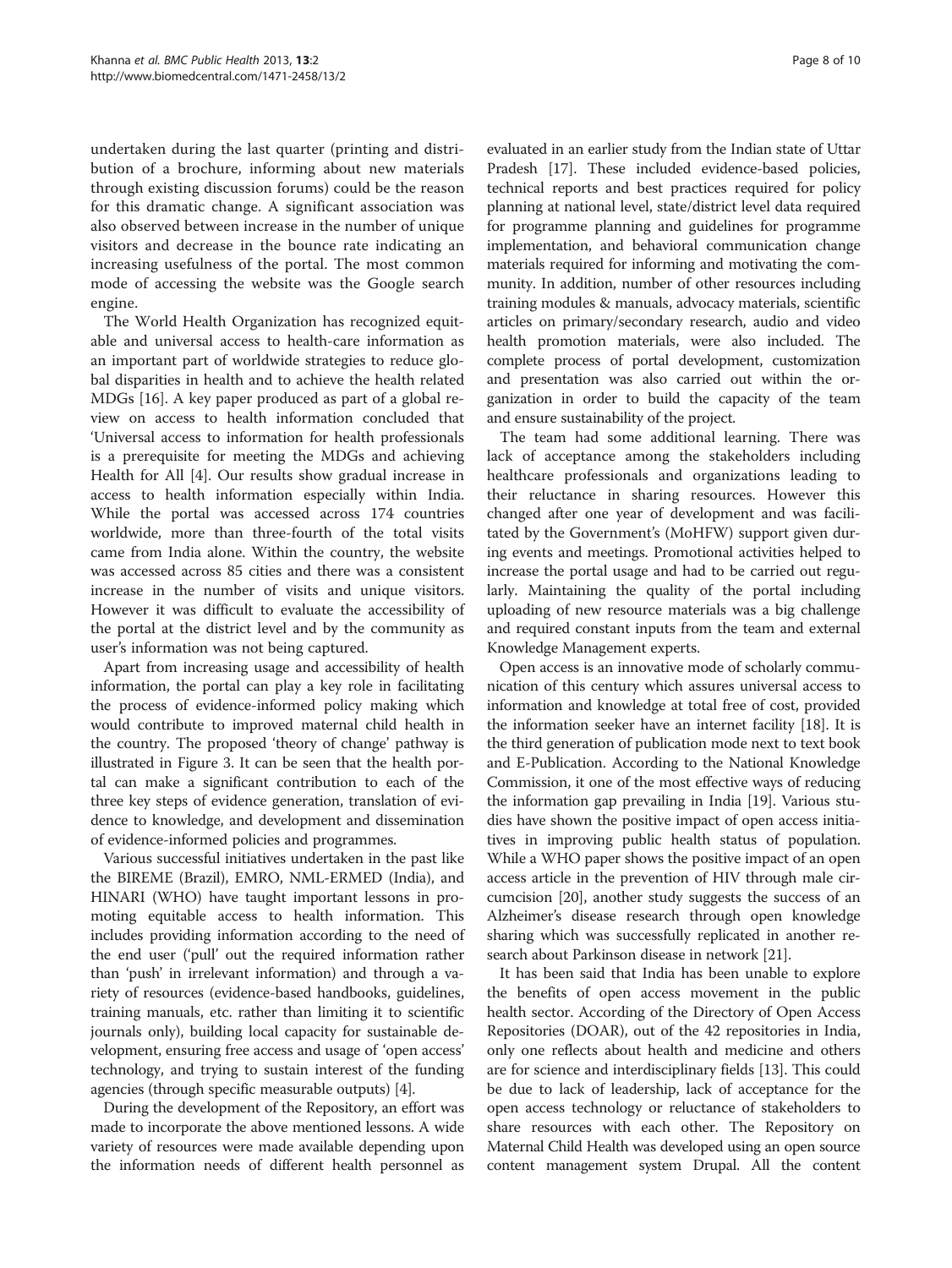undertaken during the last quarter (printing and distribution of a brochure, informing about new materials through existing discussion forums) could be the reason for this dramatic change. A significant association was also observed between increase in the number of unique visitors and decrease in the bounce rate indicating an increasing usefulness of the portal. The most common mode of accessing the website was the Google search engine.

The World Health Organization has recognized equitable and universal access to health-care information as an important part of worldwide strategies to reduce global disparities in health and to achieve the health related MDGs [16]. A key paper produced as part of a global review on access to health information concluded that 'Universal access to information for health professionals is a prerequisite for meeting the MDGs and achieving Health for All [4]. Our results show gradual increase in access to health information especially within India. While the portal was accessed across 174 countries worldwide, more than three-fourth of the total visits came from India alone. Within the country, the website was accessed across 85 cities and there was a consistent increase in the number of visits and unique visitors. However it was difficult to evaluate the accessibility of the portal at the district level and by the community as user's information was not being captured.

Apart from increasing usage and accessibility of health information, the portal can play a key role in facilitating the process of evidence-informed policy making which would contribute to improved maternal child health in the country. The proposed 'theory of change' pathway is illustrated in Figure 3. It can be seen that the health portal can make a significant contribution to each of the three key steps of evidence generation, translation of evidence to knowledge, and development and dissemination of evidence-informed policies and programmes.

Various successful initiatives undertaken in the past like the BIREME (Brazil), EMRO, NML-ERMED (India), and HINARI (WHO) have taught important lessons in promoting equitable access to health information. This includes providing information according to the need of the end user ('pull' out the required information rather than 'push' in irrelevant information) and through a variety of resources (evidence-based handbooks, guidelines, training manuals, etc. rather than limiting it to scientific journals only), building local capacity for sustainable development, ensuring free access and usage of 'open access' technology, and trying to sustain interest of the funding agencies (through specific measurable outputs) [4].

During the development of the Repository, an effort was made to incorporate the above mentioned lessons. A wide variety of resources were made available depending upon the information needs of different health personnel as evaluated in an earlier study from the Indian state of Uttar Pradesh [17]. These included evidence-based policies, technical reports and best practices required for policy planning at national level, state/district level data required for programme planning and guidelines for programme implementation, and behavioral communication change materials required for informing and motivating the community. In addition, number of other resources including training modules & manuals, advocacy materials, scientific articles on primary/secondary research, audio and video health promotion materials, were also included. The complete process of portal development, customization and presentation was also carried out within the organization in order to build the capacity of the team and ensure sustainability of the project.

The team had some additional learning. There was lack of acceptance among the stakeholders including healthcare professionals and organizations leading to their reluctance in sharing resources. However this changed after one year of development and was facilitated by the Government's (MoHFW) support given during events and meetings. Promotional activities helped to increase the portal usage and had to be carried out regularly. Maintaining the quality of the portal including uploading of new resource materials was a big challenge and required constant inputs from the team and external Knowledge Management experts.

Open access is an innovative mode of scholarly communication of this century which assures universal access to information and knowledge at total free of cost, provided the information seeker have an internet facility [18]. It is the third generation of publication mode next to text book and E-Publication. According to the National Knowledge Commission, it one of the most effective ways of reducing the information gap prevailing in India [19]. Various studies have shown the positive impact of open access initiatives in improving public health status of population. While a WHO paper shows the positive impact of an open access article in the prevention of HIV through male circumcision [20], another study suggests the success of an Alzheimer's disease research through open knowledge sharing which was successfully replicated in another research about Parkinson disease in network [21].

It has been said that India has been unable to explore the benefits of open access movement in the public health sector. According of the Directory of Open Access Repositories (DOAR), out of the 42 repositories in India, only one reflects about health and medicine and others are for science and interdisciplinary fields [13]. This could be due to lack of leadership, lack of acceptance for the open access technology or reluctance of stakeholders to share resources with each other. The Repository on Maternal Child Health was developed using an open source content management system Drupal. All the content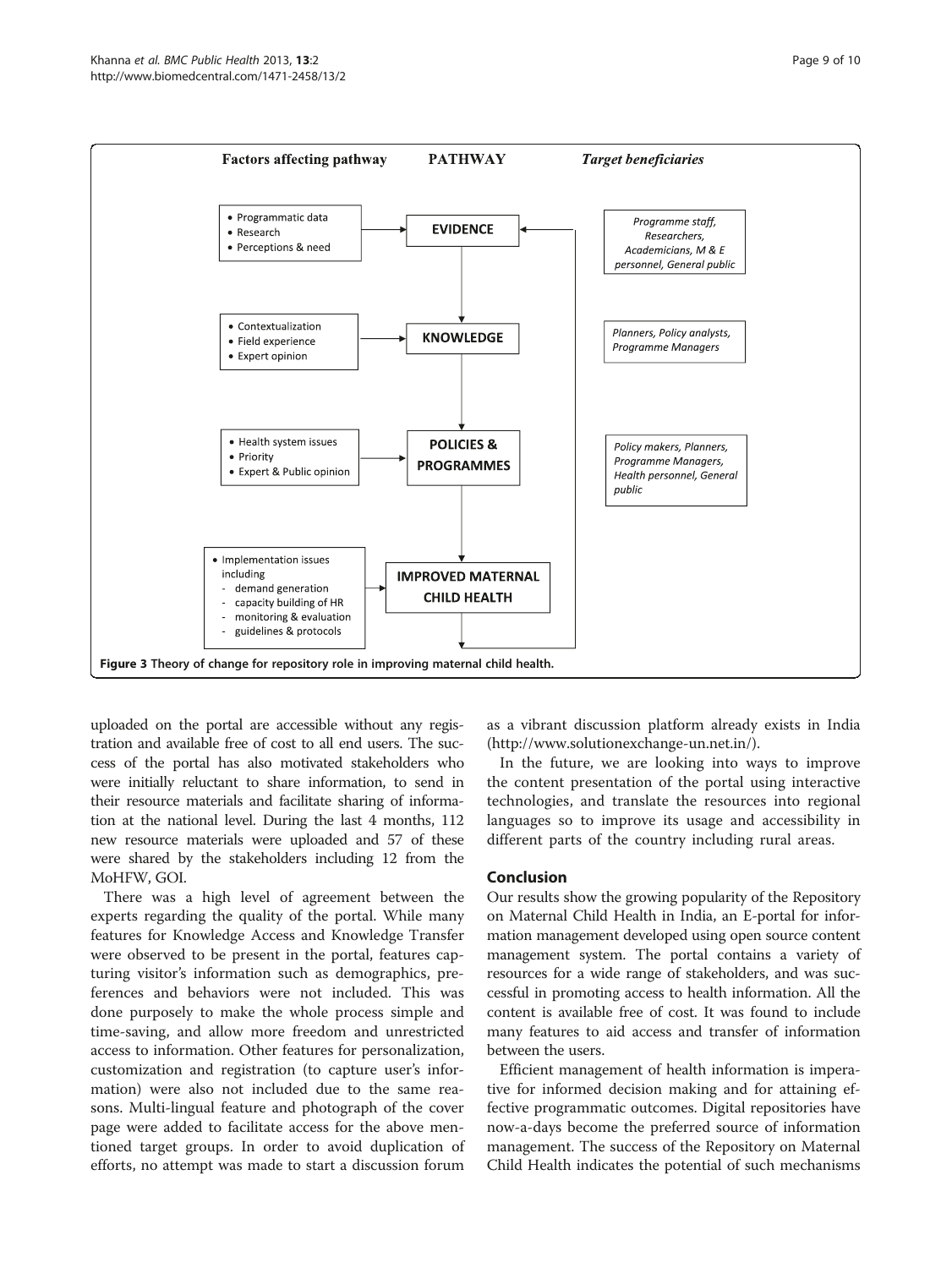Factors affecting pathway

PATHWAY

*Target beneficiaries*

- Programmatic data
- Research
- Perceptions & need

EVIDENCE

*Programme staff, Researchers, Academicians, M & E personnel, General public*

- Contextualization
- Field experience
- Expert opinion

KNOWLEDGE

*Planners, Policy analysts, Programme Managers*

- Health system issues
- Priority
- Expert & Public opinion

POLICIES & PROGRAMMES

*Policy makers, Planners, Programme Managers, Health personnel, General public*

- Implementation issues including
  - demand generation
  - capacity building of HR
  - monitoring & evaluation
  - guidelines & protocols

IMPROVED MATERNAL CHILD HEALTH

**Figure 3** Theory of change for repository role in improving maternal child health.

uploaded on the portal are accessible without any registration and available free of cost to all end users. The success of the portal has also motivated stakeholders who were initially reluctant to share information, to send in their resource materials and facilitate sharing of information at the national level. During the last 4 months, 112 new resource materials were uploaded and 57 of these were shared by the stakeholders including 12 from the MoHFW, GOI.

There was a high level of agreement between the experts regarding the quality of the portal. While many features for Knowledge Access and Knowledge Transfer were observed to be present in the portal, features capturing visitor's information such as demographics, preferences and behaviors were not included. This was done purposely to make the whole process simple and time-saving, and allow more freedom and unrestricted access to information. Other features for personalization, customization and registration (to capture user's information) were also not included due to the same reasons. Multi-lingual feature and photograph of the cover page were added to facilitate access for the above mentioned target groups. In order to avoid duplication of efforts, no attempt was made to start a discussion forum as a vibrant discussion platform already exists in India (http://www.solutionexchange-un.net.in/).

In the future, we are looking into ways to improve the content presentation of the portal using interactive technologies, and translate the resources into regional languages so to improve its usage and accessibility in different parts of the country including rural areas.

## Conclusion

Our results show the growing popularity of the Repository on Maternal Child Health in India, an E-portal for information management developed using open source content management system. The portal contains a variety of resources for a wide range of stakeholders, and was successful in promoting access to health information. All the content is available free of cost. It was found to include many features to aid access and transfer of information between the users.

Efficient management of health information is imperative for informed decision making and for attaining effective programmatic outcomes. Digital repositories have now-a-days become the preferred source of information management. The success of the Repository on Maternal Child Health indicates the potential of such mechanisms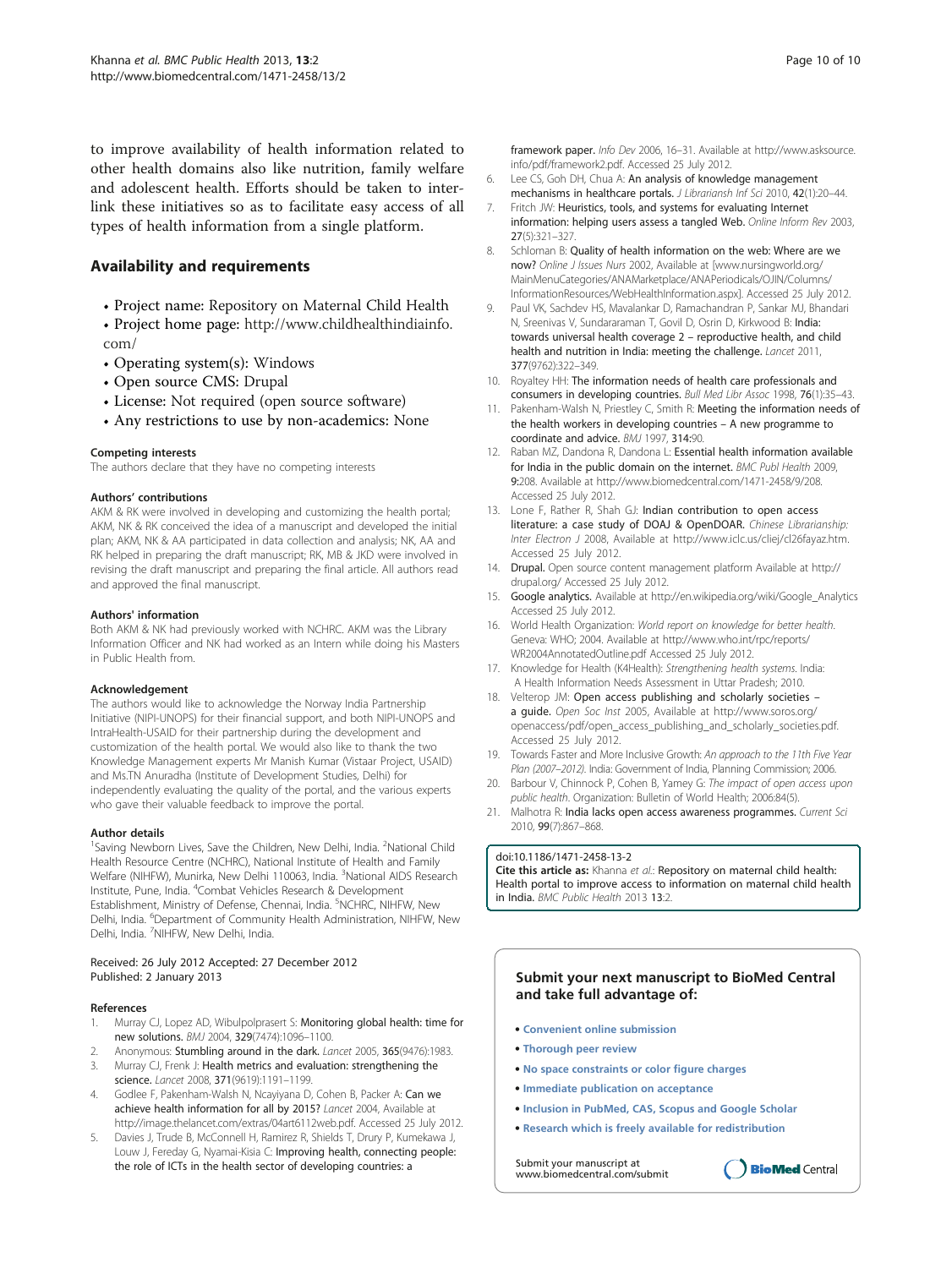to improve availability of health information related to other health domains also like nutrition, family welfare and adolescent health. Efforts should be taken to interlink these initiatives so as to facilitate easy access of all types of health information from a single platform.

## Availability and requirements

- Project name: Repository on Maternal Child Health
- Project home page: http://www.childhealthindiainfo.com/
- Operating system(s): Windows
- Open source CMS: Drupal
- License: Not required (open source software)
- Any restrictions to use by non-academics: None

#### Competing interests
The authors declare that they have no competing interests

#### Authors' contributions
AKM & RK were involved in developing and customizing the health portal; AKM, NK & RK conceived the idea of a manuscript and developed the initial plan; AKM, NK & AA participated in data collection and analysis; NK, AA and RK helped in preparing the draft manuscript; RK, MB & JKD were involved in revising the draft manuscript and preparing the final article. All authors read and approved the final manuscript.

#### Authors' information
Both AKM & NK had previously worked with NCHRC. AKM was the Library Information Officer and NK had worked as an Intern while doing his Masters in Public Health from.

#### Acknowledgement
The authors would like to acknowledge the Norway India Partnership Initiative (NIPI-UNOPS) for their financial support, and both NIPI-UNOPS and IntraHealth-USAID for their partnership during the development and customization of the health portal. We would also like to thank the two Knowledge Management experts Mr Manish Kumar (Vistaar Project, USAID) and Ms.TN Anuradha (Institute of Development Studies, Delhi) for independently evaluating the quality of the portal, and the various experts who gave their valuable feedback to improve the portal.

#### Author details
[1]Saving Newborn Lives, Save the Children, New Delhi, India. [2]National Child Health Resource Centre (NCHRC), National Institute of Health and Family Welfare (NIHFW), Munirka, New Delhi 110063, India. [3]National AIDS Research Institute, Pune, India. [4]Combat Vehicles Research & Development Establishment, Ministry of Defense, Chennai, India. [5]NCHRC, NIHFW, New Delhi, India. [6]Department of Community Health Administration, NIHFW, New Delhi, India. [7]NIHFW, New Delhi, India.

Received: 26 July 2012 Accepted: 27 December 2012
Published: 2 January 2013

#### References

1. Murray CJ, Lopez AD, Wibulpolprasert S: **Monitoring global health: time for new solutions.** *BMJ* 2004, **329**(7474):1096–1100.
2. Anonymous: **Stumbling around in the dark.** *Lancet* 2005, **365**(9476):1983.
3. Murray CJ, Frenk J: **Health metrics and evaluation: strengthening the science.** *Lancet* 2008, **371**(9619):1191–1199.
4. Godlee F, Pakenham-Walsh N, Ncayiyana D, Cohen B, Packer A: **Can we achieve health information for all by 2015?** *Lancet* 2004, Available at http://image.thelancet.com/extras/04art6112web.pdf. Accessed 25 July 2012.
5. Davies J, Trude B, McConnell H, Ramirez R, Shields T, Drury P, Kumekawa J, Louw J, Fereday G, Nyamai-Kisia C: **Improving health, connecting people: the role of ICTs in the health sector of developing countries: a framework paper.** *Info Dev* 2006, 16–31. Available at http://www.asksource.info/pdf/framework2.pdf. Accessed 25 July 2012.
6. Lee CS, Goh DH, Chua A: **An analysis of knowledge management mechanisms in healthcare portals.** *J Librariansh Inf Sci* 2010, **42**(1):20–44.
7. Fritch JW: **Heuristics, tools, and systems for evaluating Internet information: helping users assess a tangled Web.** *Online Inform Rev* 2003, **27**(5):321–327.
8. Schloman B: **Quality of health information on the web: Where are we now?** *Online J Issues Nurs* 2002, Available at [www.nursingworld.org/MainMenuCategories/ANAMarketplace/ANAPeriodicals/OJIN/Columns/InformationResources/WebHealthInformation.aspx]. Accessed 25 July 2012.
9. Paul VK, Sachdev HS, Mavalankar D, Ramachandran P, Sankar MJ, Bhandari N, Sreenivas V, Sundararaman T, Govil D, Osrin D, Kirkwood B: **India: towards universal health coverage 2 – reproductive health, and child health and nutrition in India: meeting the challenge.** *Lancet* 2011, **377**(9762):322–349.
10. Royaltey HH: **The information needs of health care professionals and consumers in developing countries.** *Bull Med Libr Assoc* 1998, **76**(1):35–43.
11. Pakenham-Walsh N, Priestley C, Smith R: **Meeting the information needs of the health workers in developing countries – A new programme to coordinate and advice.** *BMJ* 1997, **314**:90.
12. Raban MZ, Dandona R, Dandona L: **Essential health information available for India in the public domain on the internet.** *BMC Publ Health* 2009, **9**:208. Available at http://www.biomedcentral.com/1471-2458/9/208. Accessed 25 July 2012.
13. Lone F, Rather R, Shah GJ: **Indian contribution to open access literature: a case study of DOAJ & OpenDOAR.** *Chinese Librarianship: Inter Electron J* 2008, Available at http://www.iclc.us/cliej/cl26fayaz.htm. Accessed 25 July 2012.
14. **Drupal.** Open source content management platform Available at http://drupal.org/ Accessed 25 July 2012.
15. **Google analytics.** Available at http://en.wikipedia.org/wiki/Google_Analytics Accessed 25 July 2012.
16. World Health Organization: *World report on knowledge for better health.* Geneva: WHO; 2004. Available at http://www.who.int/rpc/reports/WR2004AnnotatedOutline.pdf Accessed 25 July 2012.
17. Knowledge for Health (K4Health): *Strengthening health systems.* India: A Health Information Needs Assessment in Uttar Pradesh; 2010.
18. Velterop JM: **Open access publishing and scholarly societies – a guide.** *Open Soc Inst* 2005, Available at http://www.soros.org/openaccess/pdf/open_access_publishing_and_scholarly_societies.pdf. Accessed 25 July 2012.
19. Towards Faster and More Inclusive Growth: *An approach to the 11th Five Year Plan (2007–2012).* India: Government of India, Planning Commission; 2006.
20. Barbour V, Chinnock P, Cohen B, Yamey G: *The impact of open access upon public health.* Organization: Bulletin of World Health; 2006:84(5).
21. Malhotra R: **India lacks open access awareness programmes.** *Current Sci* 2010, **99**(7):867–868.

doi:10.1186/1471-2458-13-2
**Cite this article as:** Khanna *et al.*: Repository on maternal child health: Health portal to improve access to information on maternal child health in India. *BMC Public Health* 2013 **13**:2.